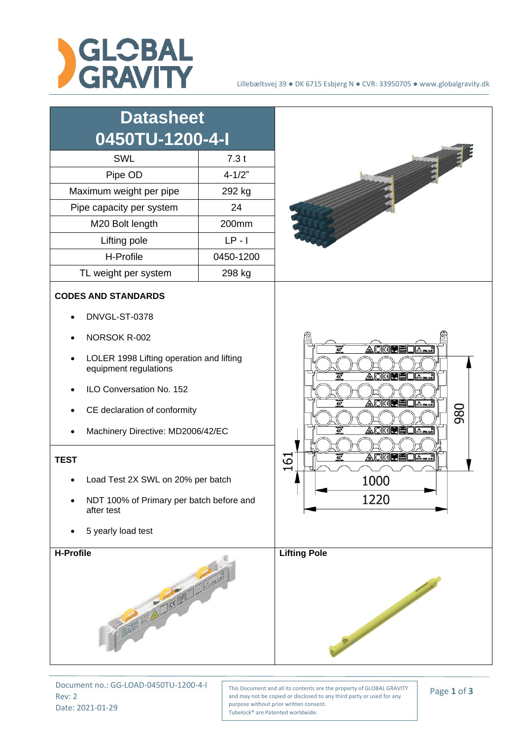Lillebæltsvej 39 ● DK 6715 Esbjerg N ● CVR: 33950705 ● www.globalgravity.dk

# Datasheet 0450TU-1200-4-I

| Parameter | Value |
| --- | --- |
| SWL | 7.3 t |
| Pipe OD | 4-1/2" |
| Maximum weight per pipe | 292 kg |
| Pipe capacity per system | 24 |
| M20 Bolt length | 200mm |
| Lifting pole | LP - I |
| H-Profile | 0450-1200 |
| TL weight per system | 298 kg |

**CODES AND STANDARDS**

- DNVGL-ST-0378
- NORSOK R-002
- LOLER 1998 Lifting operation and lifting equipment regulations
- ILO Conversation No. 152
- CE declaration of conformity
- Machinery Directive: MD2006/42/EC

**TEST**

- Load Test 2X SWL on 20% per batch
- NDT 100% of Primary per batch before and after test
- 5 yearly load test

980

161

1000

1220

**H-Profile**

**Lifting Pole**

Document no.: GG-LOAD-0450TU-1200-4-I
Rev: 2
Date: 2021-01-29

This Document and all its contents are the property of GLOBAL GRAVITY and may not be copied or disclosed to any third party or used for any purpose without prior written consent.
Tubelock® are Patented worldwide.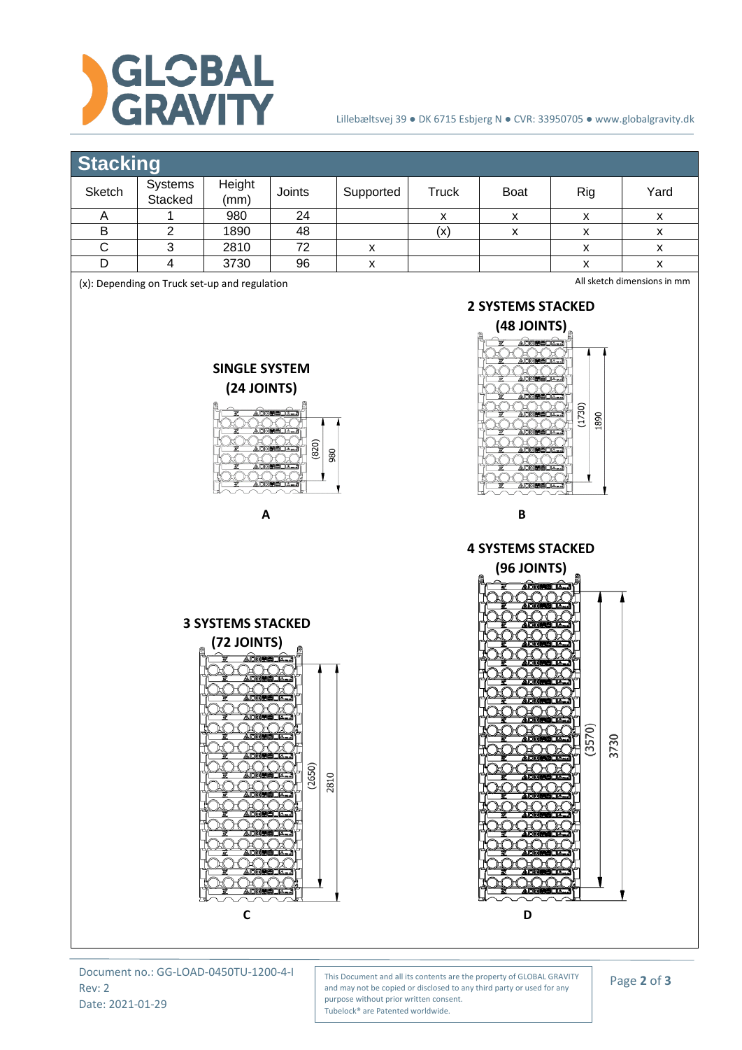## Stacking

| Sketch | Systems Stacked | Height (mm) | Joints | Supported | Truck | Boat | Rig | Yard |
|---|---|---|---|---|---|---|---|---|
| A | 1 | 980 | 24 | | x | x | x | x |
| B | 2 | 1890 | 48 | | (x) | x | x | x |
| C | 3 | 2810 | 72 | x | | | x | x |
| D | 4 | 3730 | 96 | x | | | x | x |

(x): Depending on Truck set-up and regulation

All sketch dimensions in mm

**SINGLE SYSTEM (24 JOINTS)**

(820) 980

**A**

**2 SYSTEMS STACKED (48 JOINTS)**

(1730) 1890

**B**

**3 SYSTEMS STACKED (72 JOINTS)**

(2650) 2810

**C**

**4 SYSTEMS STACKED (96 JOINTS)**

(3570) 3730

**D**

Document no.: GG-LOAD-0450TU-1200-4-I
Rev: 2
Date: 2021-01-29

This Document and all its contents are the property of GLOBAL GRAVITY and may not be copied or disclosed to any third party or used for any purpose without prior written consent.
Tubelock® are Patented worldwide.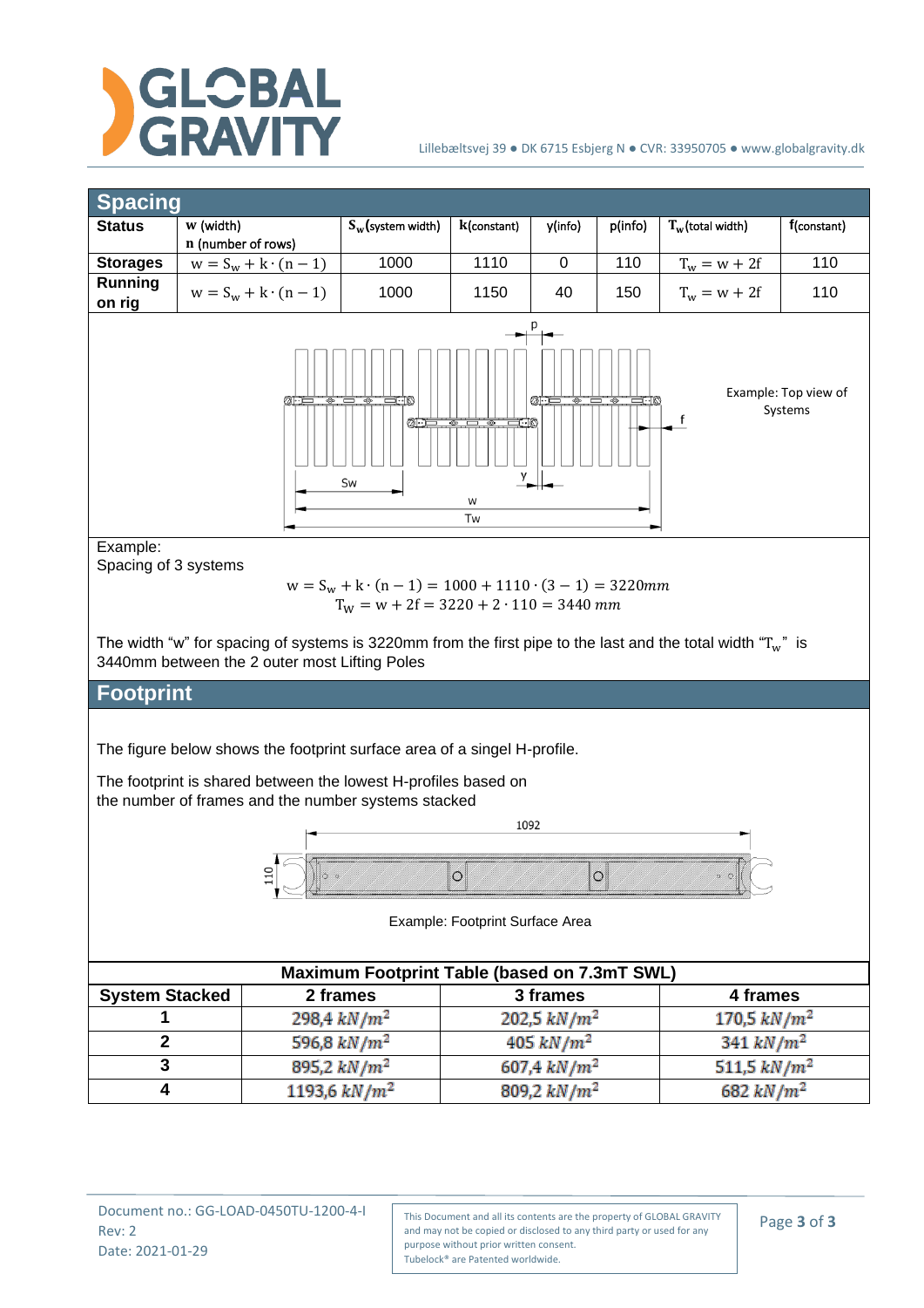## Spacing

| Status | w (width)<br>n (number of rows) | $S_w$(system width) | k(constant) | y(info) | p(info) | $T_w$(total width) | f(constant) |
|---|---|---|---|---|---|---|---|
| Storages | $w = S_w + k \cdot (n-1)$ | 1000 | 1110 | 0 | 110 | $T_w = w + 2f$ | 110 |
| Running on rig | $w = S_w + k \cdot (n-1)$ | 1000 | 1150 | 40 | 150 | $T_w = w + 2f$ | 110 |

p

Sw

y

w

Tw

f

Example: Top view of Systems

Example:
Spacing of 3 systems

$$w = S_w + k \cdot (n-1) = 1000 + 1110 \cdot (3-1) = 3220mm$$
$$T_W = w + 2f = 3220 + 2 \cdot 110 = 3440\ mm$$

The width "w" for spacing of systems is 3220mm from the first pipe to the last and the total width "$T_w$" is 3440mm between the 2 outer most Lifting Poles

## Footprint

The figure below shows the footprint surface area of a singel H-profile.

The footprint is shared between the lowest H-profiles based on the number of frames and the number systems stacked

1092

110

Example: Footprint Surface Area

| Maximum Footprint Table (based on 7.3mT SWL) | | | |
|---|---|---|---|
| **System Stacked** | **2 frames** | **3 frames** | **4 frames** |
| 1 | 298,4 $kN/m^2$ | 202,5 $kN/m^2$ | 170,5 $kN/m^2$ |
| 2 | 596,8 $kN/m^2$ | 405 $kN/m^2$ | 341 $kN/m^2$ |
| 3 | 895,2 $kN/m^2$ | 607,4 $kN/m^2$ | 511,5 $kN/m^2$ |
| 4 | 1193,6 $kN/m^2$ | 809,2 $kN/m^2$ | 682 $kN/m^2$ |

Document no.: GG-LOAD-0450TU-1200-4-I
Rev: 2
Date: 2021-01-29

This Document and all its contents are the property of GLOBAL GRAVITY and may not be copied or disclosed to any third party or used for any purpose without prior written consent.
Tubelock® are Patented worldwide.